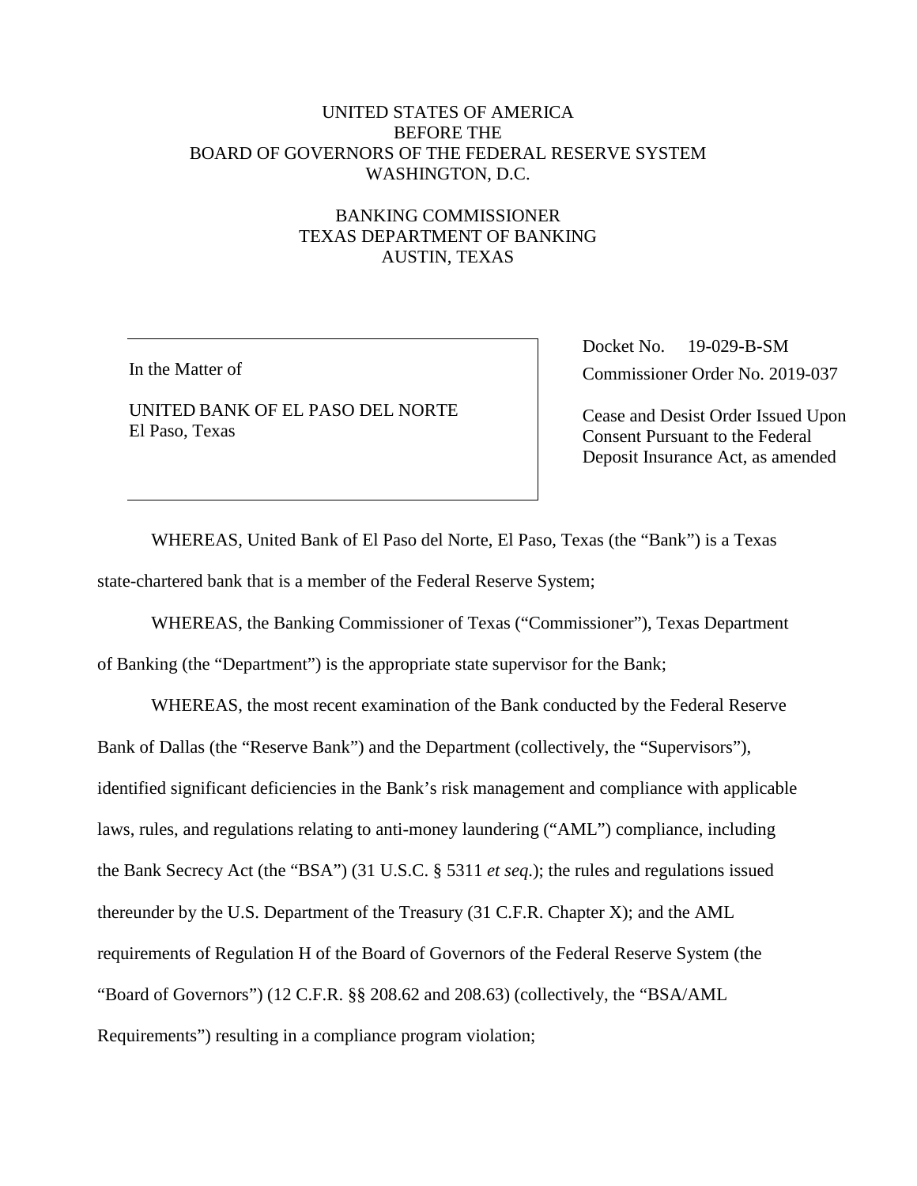UNITED STATES OF AMERICA
BEFORE THE
BOARD OF GOVERNORS OF THE FEDERAL RESERVE SYSTEM
WASHINGTON, D.C.

BANKING COMMISSIONER
TEXAS DEPARTMENT OF BANKING
AUSTIN, TEXAS

| In the Matter of<br><br>UNITED BANK OF EL PASO DEL NORTE<br>El Paso, Texas | Docket No. 19-029-B-SM<br>Commissioner Order No. 2019-037<br><br>Cease and Desist Order Issued Upon Consent Pursuant to the Federal Deposit Insurance Act, as amended |
|---|---|

WHEREAS, United Bank of El Paso del Norte, El Paso, Texas (the "Bank") is a Texas state-chartered bank that is a member of the Federal Reserve System;

WHEREAS, the Banking Commissioner of Texas ("Commissioner"), Texas Department of Banking (the "Department") is the appropriate state supervisor for the Bank;

WHEREAS, the most recent examination of the Bank conducted by the Federal Reserve Bank of Dallas (the "Reserve Bank") and the Department (collectively, the "Supervisors"), identified significant deficiencies in the Bank's risk management and compliance with applicable laws, rules, and regulations relating to anti-money laundering ("AML") compliance, including the Bank Secrecy Act (the "BSA") (31 U.S.C. § 5311 *et seq.*); the rules and regulations issued thereunder by the U.S. Department of the Treasury (31 C.F.R. Chapter X); and the AML requirements of Regulation H of the Board of Governors of the Federal Reserve System (the "Board of Governors") (12 C.F.R. §§ 208.62 and 208.63) (collectively, the "BSA/AML Requirements") resulting in a compliance program violation;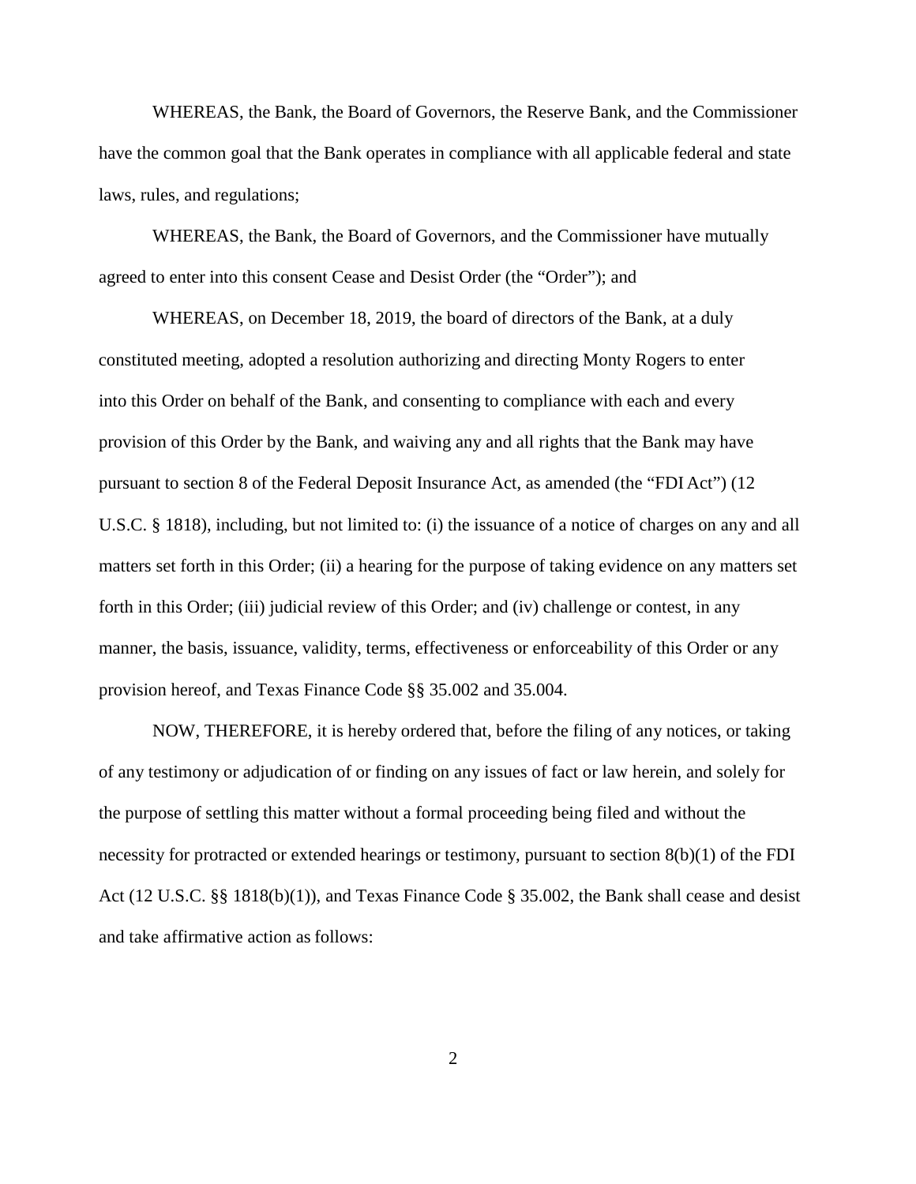WHEREAS, the Bank, the Board of Governors, the Reserve Bank, and the Commissioner have the common goal that the Bank operates in compliance with all applicable federal and state laws, rules, and regulations;

WHEREAS, the Bank, the Board of Governors, and the Commissioner have mutually agreed to enter into this consent Cease and Desist Order (the "Order"); and

WHEREAS, on December 18, 2019, the board of directors of the Bank, at a duly constituted meeting, adopted a resolution authorizing and directing Monty Rogers to enter into this Order on behalf of the Bank, and consenting to compliance with each and every provision of this Order by the Bank, and waiving any and all rights that the Bank may have pursuant to section 8 of the Federal Deposit Insurance Act, as amended (the "FDI Act") (12 U.S.C. § 1818), including, but not limited to: (i) the issuance of a notice of charges on any and all matters set forth in this Order; (ii) a hearing for the purpose of taking evidence on any matters set forth in this Order; (iii) judicial review of this Order; and (iv) challenge or contest, in any manner, the basis, issuance, validity, terms, effectiveness or enforceability of this Order or any provision hereof, and Texas Finance Code §§ 35.002 and 35.004.

NOW, THEREFORE, it is hereby ordered that, before the filing of any notices, or taking of any testimony or adjudication of or finding on any issues of fact or law herein, and solely for the purpose of settling this matter without a formal proceeding being filed and without the necessity for protracted or extended hearings or testimony, pursuant to section 8(b)(1) of the FDI Act (12 U.S.C. §§ 1818(b)(1)), and Texas Finance Code § 35.002, the Bank shall cease and desist and take affirmative action as follows: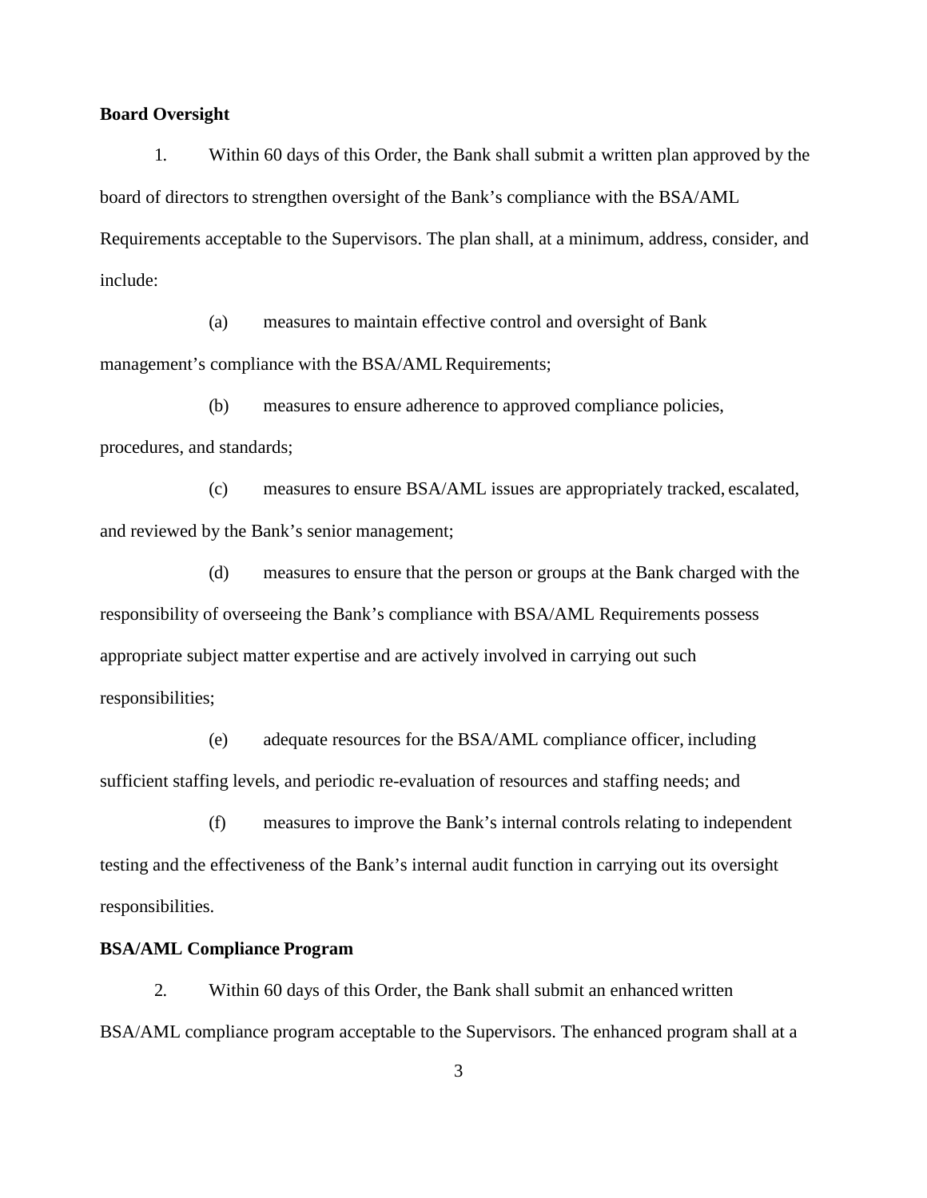**Board Oversight**

1. Within 60 days of this Order, the Bank shall submit a written plan approved by the board of directors to strengthen oversight of the Bank's compliance with the BSA/AML Requirements acceptable to the Supervisors. The plan shall, at a minimum, address, consider, and include:

(a) measures to maintain effective control and oversight of Bank management's compliance with the BSA/AML Requirements;

(b) measures to ensure adherence to approved compliance policies, procedures, and standards;

(c) measures to ensure BSA/AML issues are appropriately tracked, escalated, and reviewed by the Bank's senior management;

(d) measures to ensure that the person or groups at the Bank charged with the responsibility of overseeing the Bank's compliance with BSA/AML Requirements possess appropriate subject matter expertise and are actively involved in carrying out such responsibilities;

(e) adequate resources for the BSA/AML compliance officer, including sufficient staffing levels, and periodic re-evaluation of resources and staffing needs; and

(f) measures to improve the Bank's internal controls relating to independent testing and the effectiveness of the Bank's internal audit function in carrying out its oversight responsibilities.

**BSA/AML Compliance Program**

2. Within 60 days of this Order, the Bank shall submit an enhanced written BSA/AML compliance program acceptable to the Supervisors. The enhanced program shall at a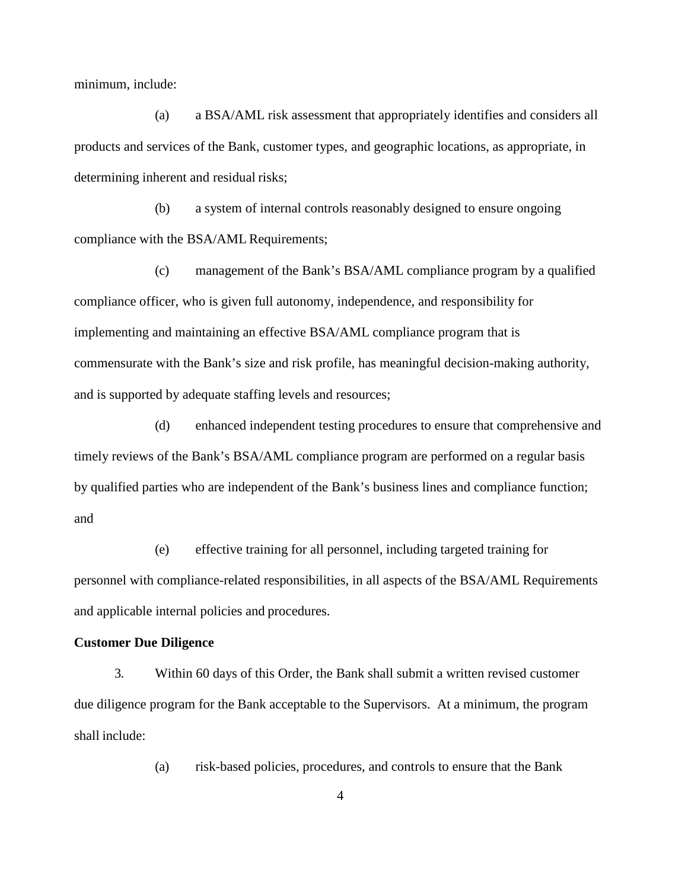minimum, include:

(a) a BSA/AML risk assessment that appropriately identifies and considers all products and services of the Bank, customer types, and geographic locations, as appropriate, in determining inherent and residual risks;

(b) a system of internal controls reasonably designed to ensure ongoing compliance with the BSA/AML Requirements;

(c) management of the Bank's BSA/AML compliance program by a qualified compliance officer, who is given full autonomy, independence, and responsibility for implementing and maintaining an effective BSA/AML compliance program that is commensurate with the Bank's size and risk profile, has meaningful decision-making authority, and is supported by adequate staffing levels and resources;

(d) enhanced independent testing procedures to ensure that comprehensive and timely reviews of the Bank's BSA/AML compliance program are performed on a regular basis by qualified parties who are independent of the Bank's business lines and compliance function; and

(e) effective training for all personnel, including targeted training for personnel with compliance-related responsibilities, in all aspects of the BSA/AML Requirements and applicable internal policies and procedures.

**Customer Due Diligence**

3. Within 60 days of this Order, the Bank shall submit a written revised customer due diligence program for the Bank acceptable to the Supervisors. At a minimum, the program shall include:

(a) risk-based policies, procedures, and controls to ensure that the Bank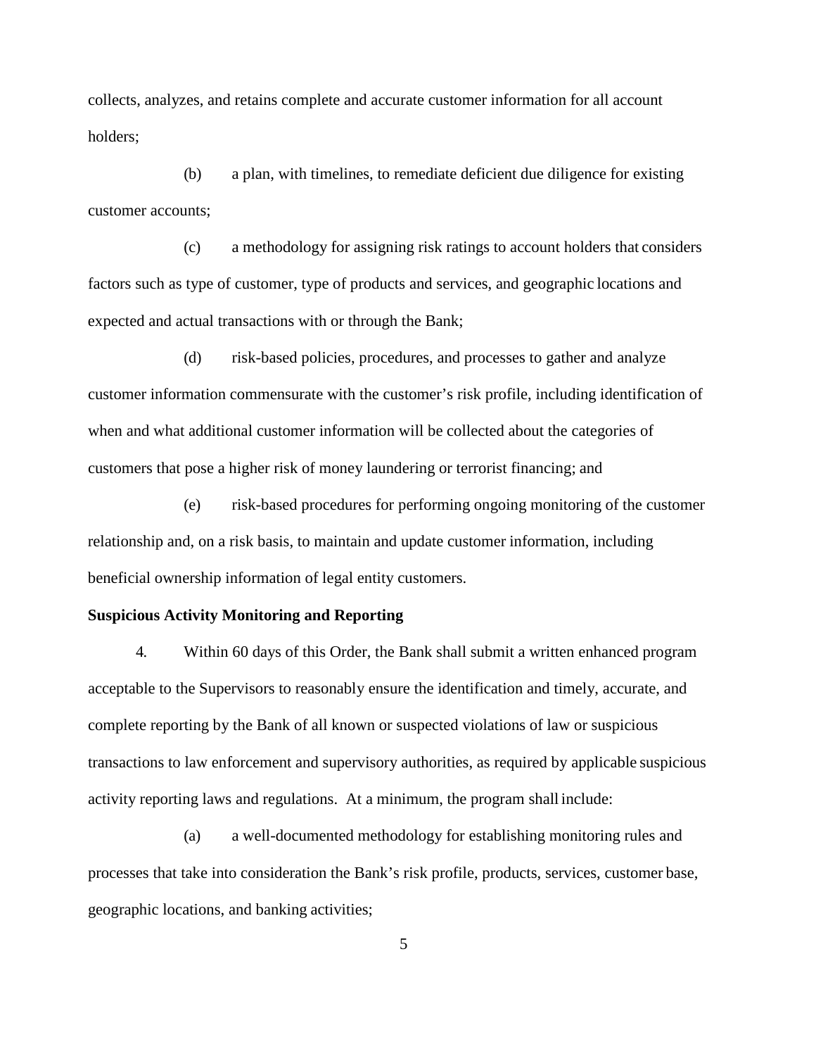collects, analyzes, and retains complete and accurate customer information for all account holders;

(b) a plan, with timelines, to remediate deficient due diligence for existing customer accounts;

(c) a methodology for assigning risk ratings to account holders that considers factors such as type of customer, type of products and services, and geographic locations and expected and actual transactions with or through the Bank;

(d) risk-based policies, procedures, and processes to gather and analyze customer information commensurate with the customer's risk profile, including identification of when and what additional customer information will be collected about the categories of customers that pose a higher risk of money laundering or terrorist financing; and

(e) risk-based procedures for performing ongoing monitoring of the customer relationship and, on a risk basis, to maintain and update customer information, including beneficial ownership information of legal entity customers.

**Suspicious Activity Monitoring and Reporting**

4. Within 60 days of this Order, the Bank shall submit a written enhanced program acceptable to the Supervisors to reasonably ensure the identification and timely, accurate, and complete reporting by the Bank of all known or suspected violations of law or suspicious transactions to law enforcement and supervisory authorities, as required by applicable suspicious activity reporting laws and regulations. At a minimum, the program shall include:

(a) a well-documented methodology for establishing monitoring rules and processes that take into consideration the Bank's risk profile, products, services, customer base, geographic locations, and banking activities;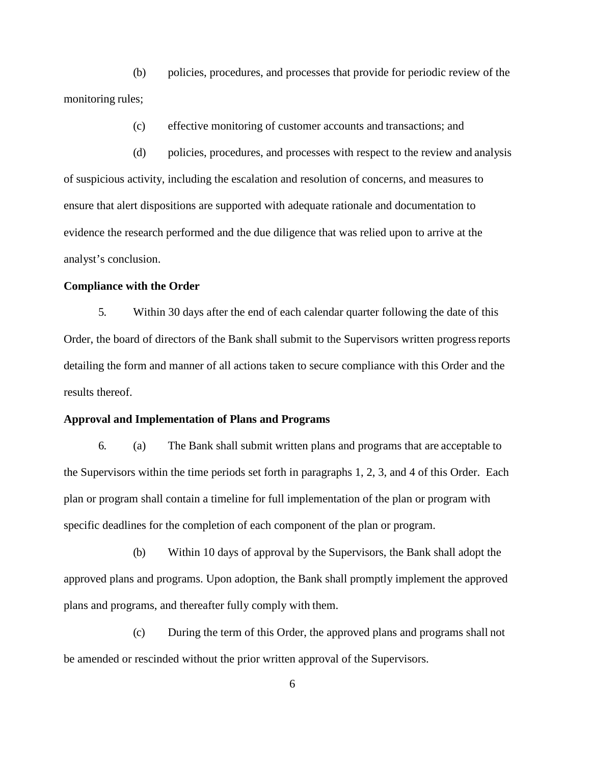(b) policies, procedures, and processes that provide for periodic review of the monitoring rules;

(c) effective monitoring of customer accounts and transactions; and

(d) policies, procedures, and processes with respect to the review and analysis of suspicious activity, including the escalation and resolution of concerns, and measures to ensure that alert dispositions are supported with adequate rationale and documentation to evidence the research performed and the due diligence that was relied upon to arrive at the analyst's conclusion.

**Compliance with the Order**

5. Within 30 days after the end of each calendar quarter following the date of this Order, the board of directors of the Bank shall submit to the Supervisors written progress reports detailing the form and manner of all actions taken to secure compliance with this Order and the results thereof.

**Approval and Implementation of Plans and Programs**

6. (a) The Bank shall submit written plans and programs that are acceptable to the Supervisors within the time periods set forth in paragraphs 1, 2, 3, and 4 of this Order. Each plan or program shall contain a timeline for full implementation of the plan or program with specific deadlines for the completion of each component of the plan or program.

(b) Within 10 days of approval by the Supervisors, the Bank shall adopt the approved plans and programs. Upon adoption, the Bank shall promptly implement the approved plans and programs, and thereafter fully comply with them.

(c) During the term of this Order, the approved plans and programs shall not be amended or rescinded without the prior written approval of the Supervisors.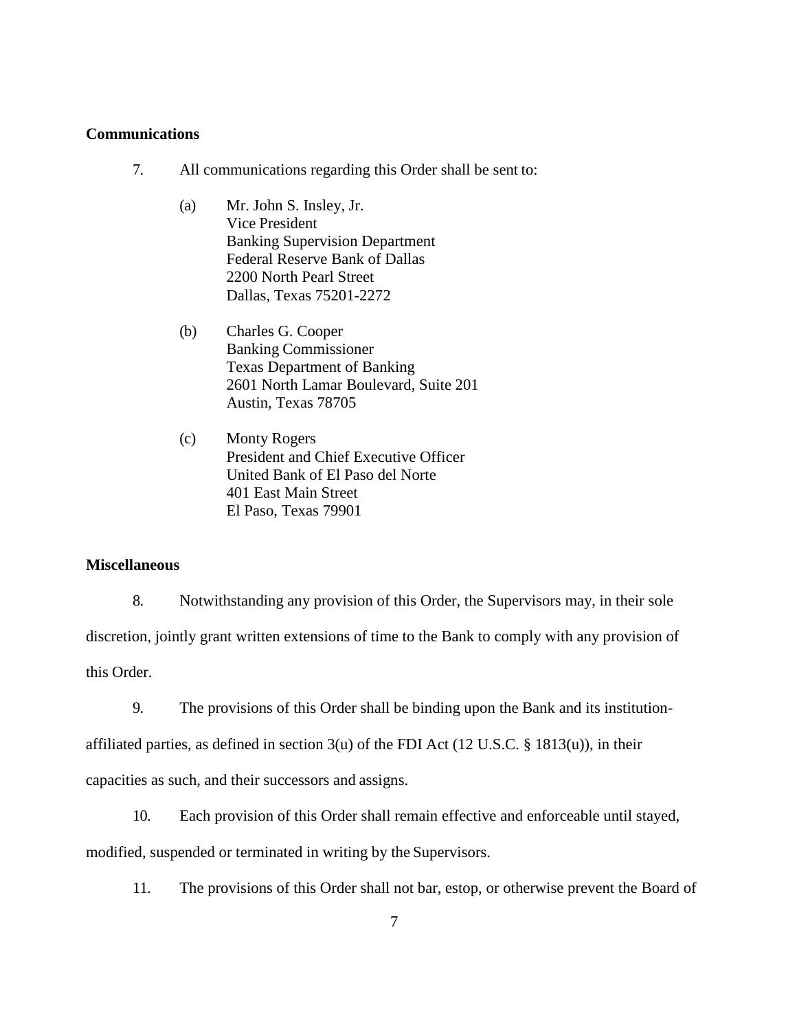**Communications**

7. All communications regarding this Order shall be sent to:

(a) Mr. John S. Insley, Jr.
Vice President
Banking Supervision Department
Federal Reserve Bank of Dallas
2200 North Pearl Street
Dallas, Texas 75201-2272

(b) Charles G. Cooper
Banking Commissioner
Texas Department of Banking
2601 North Lamar Boulevard, Suite 201
Austin, Texas 78705

(c) Monty Rogers
President and Chief Executive Officer
United Bank of El Paso del Norte
401 East Main Street
El Paso, Texas 79901

**Miscellaneous**

8. Notwithstanding any provision of this Order, the Supervisors may, in their sole discretion, jointly grant written extensions of time to the Bank to comply with any provision of this Order.

9. The provisions of this Order shall be binding upon the Bank and its institution-affiliated parties, as defined in section 3(u) of the FDI Act (12 U.S.C. § 1813(u)), in their capacities as such, and their successors and assigns.

10. Each provision of this Order shall remain effective and enforceable until stayed, modified, suspended or terminated in writing by the Supervisors.

11. The provisions of this Order shall not bar, estop, or otherwise prevent the Board of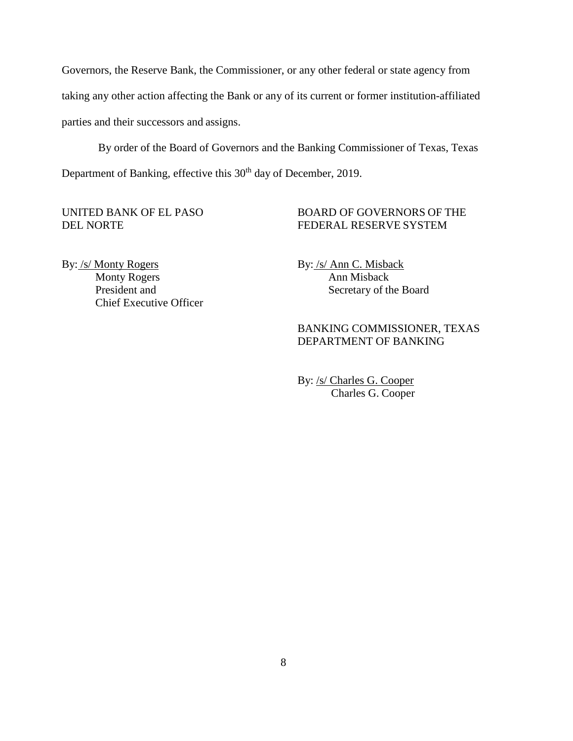Governors, the Reserve Bank, the Commissioner, or any other federal or state agency from taking any other action affecting the Bank or any of its current or former institution-affiliated parties and their successors and assigns.

By order of the Board of Governors and the Banking Commissioner of Texas, Texas Department of Banking, effective this 30th day of December, 2019.

UNITED BANK OF EL PASO
DEL NORTE

By: /s/ Monty Rogers
Monty Rogers
President and
Chief Executive Officer

BOARD OF GOVERNORS OF THE
FEDERAL RESERVE SYSTEM

By: /s/ Ann C. Misback
Ann Misback
Secretary of the Board

BANKING COMMISSIONER, TEXAS
DEPARTMENT OF BANKING

By: /s/ Charles G. Cooper
Charles G. Cooper